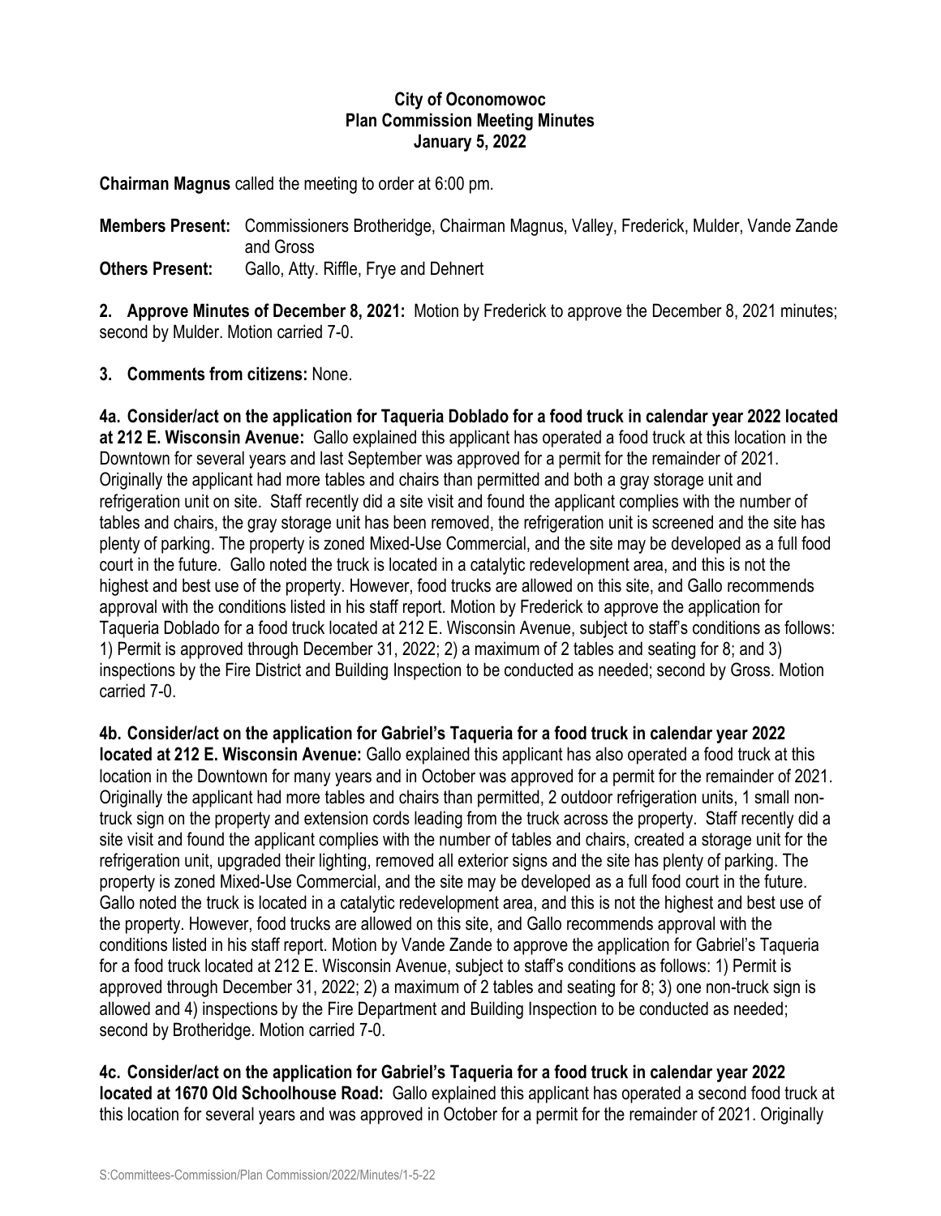**City of Oconomowoc**
**Plan Commission Meeting Minutes**
**January 5, 2022**

**Chairman Magnus** called the meeting to order at 6:00 pm.

**Members Present:** Commissioners Brotheridge, Chairman Magnus, Valley, Frederick, Mulder, Vande Zande and Gross
**Others Present:** Gallo, Atty. Riffle, Frye and Dehnert

**2. Approve Minutes of December 8, 2021:** Motion by Frederick to approve the December 8, 2021 minutes; second by Mulder. Motion carried 7-0.

**3. Comments from citizens:** None.

**4a. Consider/act on the application for Taqueria Doblado for a food truck in calendar year 2022 located at 212 E. Wisconsin Avenue:** Gallo explained this applicant has operated a food truck at this location in the Downtown for several years and last September was approved for a permit for the remainder of 2021. Originally the applicant had more tables and chairs than permitted and both a gray storage unit and refrigeration unit on site. Staff recently did a site visit and found the applicant complies with the number of tables and chairs, the gray storage unit has been removed, the refrigeration unit is screened and the site has plenty of parking. The property is zoned Mixed-Use Commercial, and the site may be developed as a full food court in the future. Gallo noted the truck is located in a catalytic redevelopment area, and this is not the highest and best use of the property. However, food trucks are allowed on this site, and Gallo recommends approval with the conditions listed in his staff report. Motion by Frederick to approve the application for Taqueria Doblado for a food truck located at 212 E. Wisconsin Avenue, subject to staff's conditions as follows: 1) Permit is approved through December 31, 2022; 2) a maximum of 2 tables and seating for 8; and 3) inspections by the Fire District and Building Inspection to be conducted as needed; second by Gross. Motion carried 7-0.

**4b. Consider/act on the application for Gabriel's Taqueria for a food truck in calendar year 2022 located at 212 E. Wisconsin Avenue:** Gallo explained this applicant has also operated a food truck at this location in the Downtown for many years and in October was approved for a permit for the remainder of 2021. Originally the applicant had more tables and chairs than permitted, 2 outdoor refrigeration units, 1 small non-truck sign on the property and extension cords leading from the truck across the property. Staff recently did a site visit and found the applicant complies with the number of tables and chairs, created a storage unit for the refrigeration unit, upgraded their lighting, removed all exterior signs and the site has plenty of parking. The property is zoned Mixed-Use Commercial, and the site may be developed as a full food court in the future. Gallo noted the truck is located in a catalytic redevelopment area, and this is not the highest and best use of the property. However, food trucks are allowed on this site, and Gallo recommends approval with the conditions listed in his staff report. Motion by Vande Zande to approve the application for Gabriel's Taqueria for a food truck located at 212 E. Wisconsin Avenue, subject to staff's conditions as follows: 1) Permit is approved through December 31, 2022; 2) a maximum of 2 tables and seating for 8; 3) one non-truck sign is allowed and 4) inspections by the Fire Department and Building Inspection to be conducted as needed; second by Brotheridge. Motion carried 7-0.

**4c. Consider/act on the application for Gabriel's Taqueria for a food truck in calendar year 2022 located at 1670 Old Schoolhouse Road:** Gallo explained this applicant has operated a second food truck at this location for several years and was approved in October for a permit for the remainder of 2021. Originally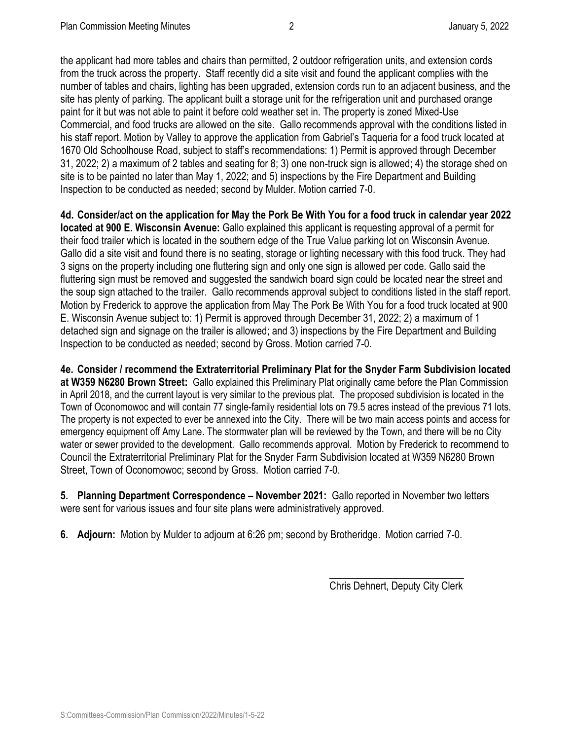the applicant had more tables and chairs than permitted, 2 outdoor refrigeration units, and extension cords from the truck across the property. Staff recently did a site visit and found the applicant complies with the number of tables and chairs, lighting has been upgraded, extension cords run to an adjacent business, and the site has plenty of parking. The applicant built a storage unit for the refrigeration unit and purchased orange paint for it but was not able to paint it before cold weather set in. The property is zoned Mixed-Use Commercial, and food trucks are allowed on the site. Gallo recommends approval with the conditions listed in his staff report. Motion by Valley to approve the application from Gabriel's Taqueria for a food truck located at 1670 Old Schoolhouse Road, subject to staff's recommendations: 1) Permit is approved through December 31, 2022; 2) a maximum of 2 tables and seating for 8; 3) one non-truck sign is allowed; 4) the storage shed on site is to be painted no later than May 1, 2022; and 5) inspections by the Fire Department and Building Inspection to be conducted as needed; second by Mulder. Motion carried 7-0.

**4d. Consider/act on the application for May the Pork Be With You for a food truck in calendar year 2022 located at 900 E. Wisconsin Avenue:** Gallo explained this applicant is requesting approval of a permit for their food trailer which is located in the southern edge of the True Value parking lot on Wisconsin Avenue. Gallo did a site visit and found there is no seating, storage or lighting necessary with this food truck. They had 3 signs on the property including one fluttering sign and only one sign is allowed per code. Gallo said the fluttering sign must be removed and suggested the sandwich board sign could be located near the street and the soup sign attached to the trailer. Gallo recommends approval subject to conditions listed in the staff report. Motion by Frederick to approve the application from May The Pork Be With You for a food truck located at 900 E. Wisconsin Avenue subject to: 1) Permit is approved through December 31, 2022; 2) a maximum of 1 detached sign and signage on the trailer is allowed; and 3) inspections by the Fire Department and Building Inspection to be conducted as needed; second by Gross. Motion carried 7-0.

**4e. Consider / recommend the Extraterritorial Preliminary Plat for the Snyder Farm Subdivision located at W359 N6280 Brown Street:** Gallo explained this Preliminary Plat originally came before the Plan Commission in April 2018, and the current layout is very similar to the previous plat. The proposed subdivision is located in the Town of Oconomowoc and will contain 77 single-family residential lots on 79.5 acres instead of the previous 71 lots. The property is not expected to ever be annexed into the City. There will be two main access points and access for emergency equipment off Amy Lane. The stormwater plan will be reviewed by the Town, and there will be no City water or sewer provided to the development. Gallo recommends approval. Motion by Frederick to recommend to Council the Extraterritorial Preliminary Plat for the Snyder Farm Subdivision located at W359 N6280 Brown Street, Town of Oconomowoc; second by Gross. Motion carried 7-0.

**5. Planning Department Correspondence – November 2021:** Gallo reported in November two letters were sent for various issues and four site plans were administratively approved.

**6. Adjourn:** Motion by Mulder to adjourn at 6:26 pm; second by Brotheridge. Motion carried 7-0.

Chris Dehnert, Deputy City Clerk

S:Committees-Commission/Plan Commission/2022/Minutes/1-5-22